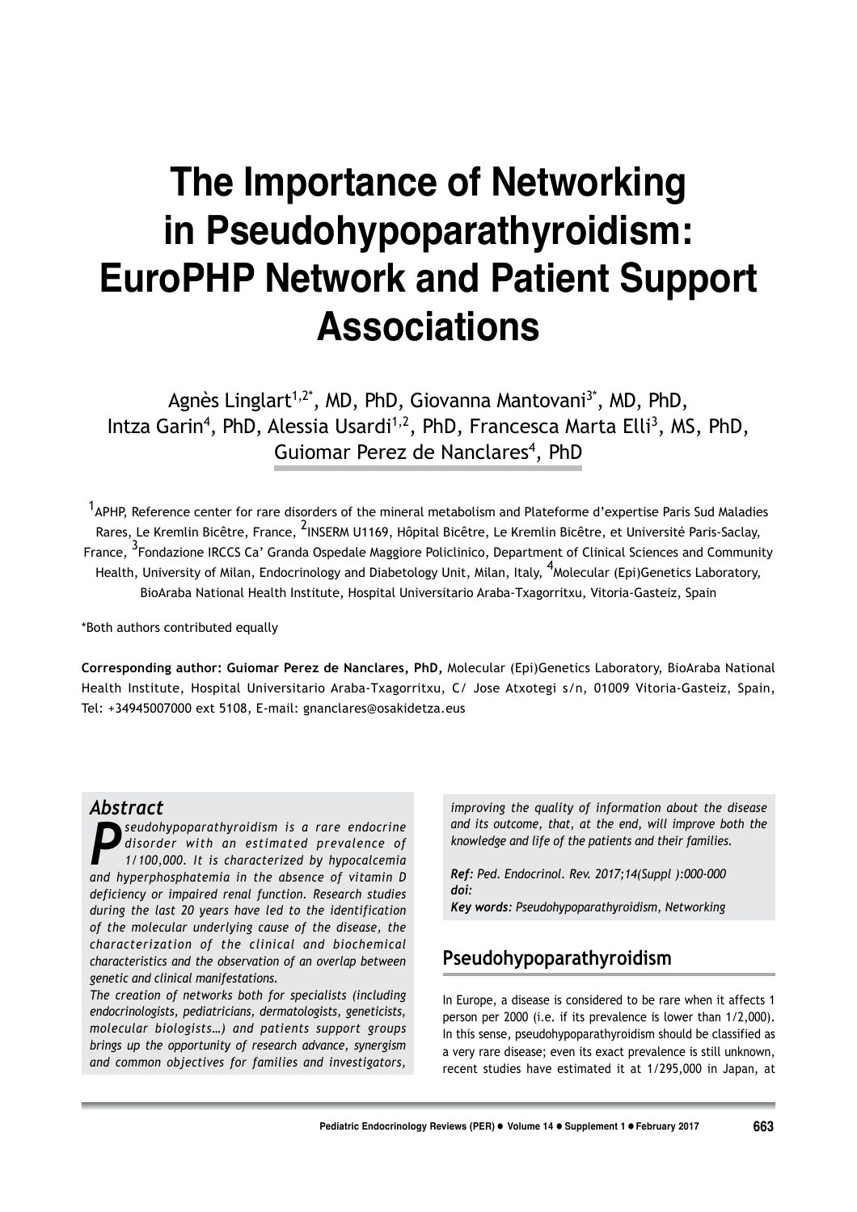# The Importance of Networking in Pseudohypoparathyroidism: EuroPHP Network and Patient Support Associations

Agnès Linglart[1,2*], MD, PhD, Giovanna Mantovani[3*], MD, PhD, Intza Garin[4], PhD, Alessia Usardi[1,2], PhD, Francesca Marta Elli[3], MS, PhD, Guiomar Perez de Nanclares[4], PhD

[1]APHP, Reference center for rare disorders of the mineral metabolism and Plateforme d'expertise Paris Sud Maladies Rares, Le Kremlin Bicêtre, France, [2]INSERM U1169, Hôpital Bicêtre, Le Kremlin Bicêtre, et Université Paris-Saclay, France, [3]Fondazione IRCCS Ca' Granda Ospedale Maggiore Policlinico, Department of Clinical Sciences and Community Health, University of Milan, Endocrinology and Diabetology Unit, Milan, Italy, [4]Molecular (Epi)Genetics Laboratory, BioAraba National Health Institute, Hospital Universitario Araba-Txagorritxu, Vitoria-Gasteiz, Spain

*Both authors contributed equally

**Corresponding author: Guiomar Perez de Nanclares, PhD,** Molecular (Epi)Genetics Laboratory, BioAraba National Health Institute, Hospital Universitario Araba-Txagorritxu, C/ Jose Atxotegi s/n, 01009 Vitoria-Gasteiz, Spain, Tel: +34945007000 ext 5108, E-mail: gnanclares@osakidetza.eus

## *Abstract*

*Pseudohypoparathyroidism is a rare endocrine disorder with an estimated prevalence of 1/100,000. It is characterized by hypocalcemia and hyperphosphatemia in the absence of vitamin D deficiency or impaired renal function. Research studies during the last 20 years have led to the identification of the molecular underlying cause of the disease, the characterization of the clinical and biochemical characteristics and the observation of an overlap between genetic and clinical manifestations.*

*The creation of networks both for specialists (including endocrinologists, pediatricians, dermatologists, geneticists, molecular biologists…) and patients support groups brings up the opportunity of research advance, synergism and common objectives for families and investigators, improving the quality of information about the disease and its outcome, that, at the end, will improve both the knowledge and life of the patients and their families.*

***Ref:*** *Ped. Endocrinol. Rev. 2017;14(Suppl ):000-000*
***doi:***
***Key words:*** *Pseudohypoparathyroidism, Networking*

## Pseudohypoparathyroidism

In Europe, a disease is considered to be rare when it affects 1 person per 2000 (i.e. if its prevalence is lower than 1/2,000). In this sense, pseudohypoparathyroidism should be classified as a very rare disease; even its exact prevalence is still unknown, recent studies have estimated it at 1/295,000 in Japan, at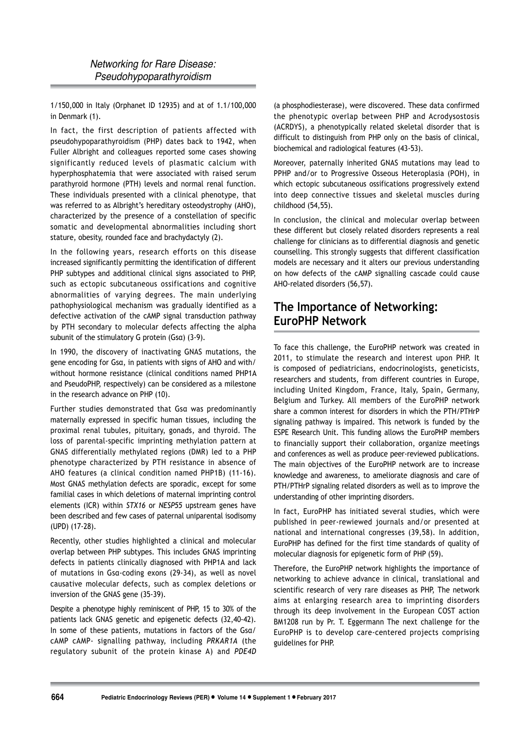1/150,000 in Italy (Orphanet ID 12935) and at of 1.1/100,000 in Denmark (1).

In fact, the first description of patients affected with pseudohypoparathyroidism (PHP) dates back to 1942, when Fuller Albright and colleagues reported some cases showing significantly reduced levels of plasmatic calcium with hyperphosphatemia that were associated with raised serum parathyroid hormone (PTH) levels and normal renal function. These individuals presented with a clinical phenotype, that was referred to as Albright's hereditary osteodystrophy (AHO), characterized by the presence of a constellation of specific somatic and developmental abnormalities including short stature, obesity, rounded face and brachydactyly (2).

In the following years, research efforts on this disease increased significantly permitting the identification of different PHP subtypes and additional clinical signs associated to PHP, such as ectopic subcutaneous ossifications and cognitive abnormalities of varying degrees. The main underlying pathophysiological mechanism was gradually identified as a defective activation of the cAMP signal transduction pathway by PTH secondary to molecular defects affecting the alpha subunit of the stimulatory G protein (Gsα) (3-9).

In 1990, the discovery of inactivating GNAS mutations, the gene encoding for Gsα, in patients with signs of AHO and with/without hormone resistance (clinical conditions named PHP1A and PseudoPHP, respectively) can be considered as a milestone in the research advance on PHP (10).

Further studies demonstrated that Gsα was predominantly maternally expressed in specific human tissues, including the proximal renal tubules, pituitary, gonads, and thyroid. The loss of parental-specific imprinting methylation pattern at GNAS differentially methylated regions (DMR) led to a PHP phenotype characterized by PTH resistance in absence of AHO features (a clinical condition named PHP1B) (11-16). Most GNAS methylation defects are sporadic, except for some familial cases in which deletions of maternal imprinting control elements (ICR) within *STX16* or *NESP55* upstream genes have been described and few cases of paternal uniparental isodisomy (UPD) (17-28).

Recently, other studies highlighted a clinical and molecular overlap between PHP subtypes. This includes GNAS imprinting defects in patients clinically diagnosed with PHP1A and lack of mutations in Gsα-coding exons (29-34), as well as novel causative molecular defects, such as complex deletions or inversion of the GNAS gene (35-39).

Despite a phenotype highly reminiscent of PHP, 15 to 30% of the patients lack GNAS genetic and epigenetic defects (32,40-42). In some of these patients, mutations in factors of the Gsα/cAMP cAMP- signalling pathway, including *PRKAR1A* (the regulatory subunit of the protein kinase A) and *PDE4D* (a phosphodiesterase), were discovered. These data confirmed the phenotypic overlap between PHP and Acrodysostosis (ACRDYS), a phenotypically related skeletal disorder that is difficult to distinguish from PHP only on the basis of clinical, biochemical and radiological features (43-53).

Moreover, paternally inherited GNAS mutations may lead to PPHP and/or to Progressive Osseous Heteroplasia (POH), in which ectopic subcutaneous ossifications progressively extend into deep connective tissues and skeletal muscles during childhood (54,55).

In conclusion, the clinical and molecular overlap between these different but closely related disorders represents a real challenge for clinicians as to differential diagnosis and genetic counselling. This strongly suggests that different classification models are necessary and it alters our previous understanding on how defects of the cAMP signalling cascade could cause AHO-related disorders (56,57).

## The Importance of Networking: EuroPHP Network

To face this challenge, the EuroPHP network was created in 2011, to stimulate the research and interest upon PHP. It is composed of pediatricians, endocrinologists, geneticists, researchers and students, from different countries in Europe, including United Kingdom, France, Italy, Spain, Germany, Belgium and Turkey. All members of the EuroPHP network share a common interest for disorders in which the PTH/PTHrP signaling pathway is impaired. This network is funded by the ESPE Research Unit. This funding allows the EuroPHP members to financially support their collaboration, organize meetings and conferences as well as produce peer-reviewed publications. The main objectives of the EuroPHP network are to increase knowledge and awareness, to ameliorate diagnosis and care of PTH/PTHrP signaling related disorders as well as to improve the understanding of other imprinting disorders.

In fact, EuroPHP has initiated several studies, which were published in peer-rewiewed journals and/or presented at national and international congresses (39,58). In addition, EuroPHP has defined for the first time standards of quality of molecular diagnosis for epigenetic form of PHP (59).

Therefore, the EuroPHP network highlights the importance of networking to achieve advance in clinical, translational and scientific research of very rare diseases as PHP, The network aims at enlarging research area to imprinting disorders through its deep involvement in the European COST action BM1208 run by Pr. T. Eggermann The next challenge for the EuroPHP is to develop care-centered projects comprising guidelines for PHP.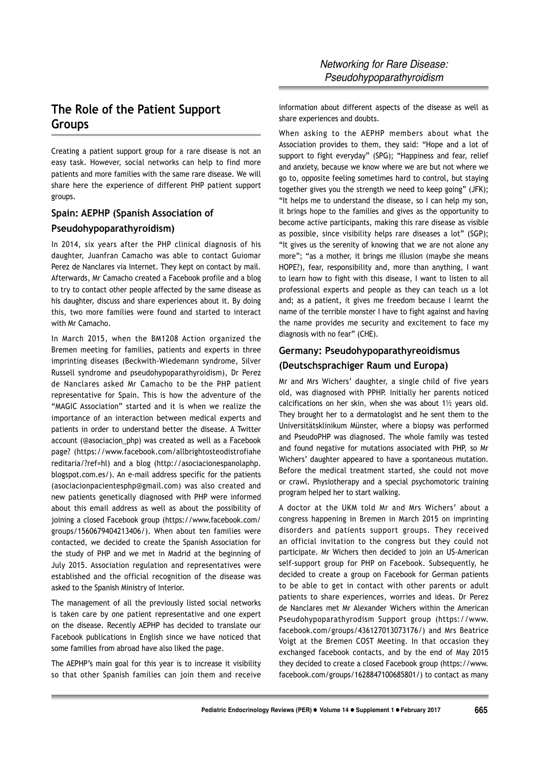## The Role of the Patient Support Groups

Creating a patient support group for a rare disease is not an easy task. However, social networks can help to find more patients and more families with the same rare disease. We will share here the experience of different PHP patient support groups.

### Spain: AEPHP (Spanish Association of Pseudohypoparathyroidism)

In 2014, six years after the PHP clinical diagnosis of his daughter, Juanfran Camacho was able to contact Guiomar Perez de Nanclares via Internet. They kept on contact by mail. Afterwards, Mr Camacho created a Facebook profile and a blog to try to contact other people affected by the same disease as his daughter, discuss and share experiences about it. By doing this, two more families were found and started to interact with Mr Camacho.

In March 2015, when the BM1208 Action organized the Bremen meeting for families, patients and experts in three imprinting diseases (Beckwith-Wiedemann syndrome, Silver Russell syndrome and pseudohypoparathyroidism), Dr Perez de Nanclares asked Mr Camacho to be the PHP patient representative for Spain. This is how the adventure of the "MAGIC Association" started and it is when we realize the importance of an interaction between medical experts and patients in order to understand better the disease. A Twitter account (@asociacion_php) was created as well as a Facebook page? (https://www.facebook.com/allbrightosteodistrofiahereditaria/?ref=hl) and a blog (http://asociacionespanolaphp.blogspot.com.es/). An e-mail address specific for the patients (asociacionpacientesphp@gmail.com) was also created and new patients genetically diagnosed with PHP were informed about this email address as well as about the possibility of joining a closed Facebook group (https://www.facebook.com/groups/1560679404213406/). When about ten families were contacted, we decided to create the Spanish Association for the study of PHP and we met in Madrid at the beginning of July 2015. Association regulation and representatives were established and the official recognition of the disease was asked to the Spanish Ministry of Interior.

The management of all the previously listed social networks is taken care by one patient representative and one expert on the disease. Recently AEPHP has decided to translate our Facebook publications in English since we have noticed that some families from abroad have also liked the page.

The AEPHP's main goal for this year is to increase it visibility so that other Spanish families can join them and receive information about different aspects of the disease as well as share experiences and doubts.

When asking to the AEPHP members about what the Association provides to them, they said: "Hope and a lot of support to fight everyday" (SPG); "Happiness and fear, relief and anxiety, because we know where we are but not where we go to, opposite feeling sometimes hard to control, but staying together gives you the strength we need to keep going" (JFK); "It helps me to understand the disease, so I can help my son, it brings hope to the families and gives as the opportunity to become active participants, making this rare disease as visible as possible, since visibility helps rare diseases a lot" (SGP); "It gives us the serenity of knowing that we are not alone any more"; "as a mother, it brings me illusion (maybe she means HOPE?), fear, responsibility and, more than anything, I want to learn how to fight with this disease, I want to listen to all professional experts and people as they can teach us a lot and; as a patient, it gives me freedom because I learnt the name of the terrible monster I have to fight against and having the name provides me security and excitement to face my diagnosis with no fear" (CHE).

### Germany: Pseudohypoparathyreoidismus (Deutschsprachiger Raum und Europa)

Mr and Mrs Wichers' daughter, a single child of five years old, was diagnosed with PPHP. Initially her parents noticed calcifications on her skin, when she was about 1½ years old. They brought her to a dermatologist and he sent them to the Universitätsklinikum Münster, where a biopsy was performed and PseudoPHP was diagnosed. The whole family was tested and found negative for mutations associated with PHP, so Mr Wichers' daughter appeared to have a spontaneous mutation. Before the medical treatment started, she could not move or crawl. Physiotherapy and a special psychomotoric training program helped her to start walking.

A doctor at the UKM told Mr and Mrs Wichers' about a congress happening in Bremen in March 2015 on imprinting disorders and patients support groups. They received an official invitation to the congress but they could not participate. Mr Wichers then decided to join an US-American self-support group for PHP on Facebook. Subsequently, he decided to create a group on Facebook for German patients to be able to get in contact with other parents or adult patients to share experiences, worries and ideas. Dr Perez de Nanclares met Mr Alexander Wichers within the American Pseudohypoparathyrodism Support group (https://www.facebook.com/groups/436127013073176/) and Mrs Beatrice Voigt at the Bremen COST Meeting. In that occasion they exchanged facebook contacts, and by the end of May 2015 they decided to create a closed Facebook group (https://www.facebook.com/groups/1628847100685801/) to contact as many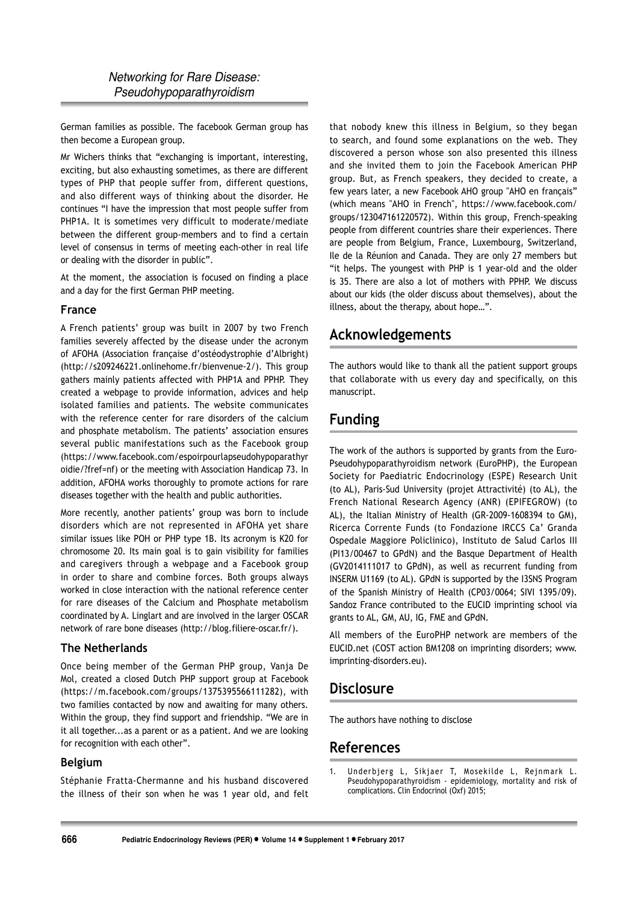German families as possible. The facebook German group has then become a European group.

Mr Wichers thinks that "exchanging is important, interesting, exciting, but also exhausting sometimes, as there are different types of PHP that people suffer from, different questions, and also different ways of thinking about the disorder. He continues "I have the impression that most people suffer from PHP1A. It is sometimes very difficult to moderate/mediate between the different group-members and to find a certain level of consensus in terms of meeting each-other in real life or dealing with the disorder in public".

At the moment, the association is focused on finding a place and a day for the first German PHP meeting.

### France

A French patients' group was built in 2007 by two French families severely affected by the disease under the acronym of AFOHA (Association française d'ostéodystrophie d'Albright) (http://s209246221.onlinehome.fr/bienvenue-2/). This group gathers mainly patients affected with PHP1A and PPHP. They created a webpage to provide information, advices and help isolated families and patients. The website communicates with the reference center for rare disorders of the calcium and phosphate metabolism. The patients' association ensures several public manifestations such as the Facebook group (https://www.facebook.com/espoirpourlapseudohypoparathyroidie/?fref=nf) or the meeting with Association Handicap 73. In addition, AFOHA works thoroughly to promote actions for rare diseases together with the health and public authorities.

More recently, another patients' group was born to include disorders which are not represented in AFOHA yet share similar issues like POH or PHP type 1B. Its acronym is K20 for chromosome 20. Its main goal is to gain visibility for families and caregivers through a webpage and a Facebook group in order to share and combine forces. Both groups always worked in close interaction with the national reference center for rare diseases of the Calcium and Phosphate metabolism coordinated by A. Linglart and are involved in the larger OSCAR network of rare bone diseases (http://blog.filiere-oscar.fr/).

### The Netherlands

Once being member of the German PHP group, Vanja De Mol, created a closed Dutch PHP support group at Facebook (https://m.facebook.com/groups/1375395566111282), with two families contacted by now and awaiting for many others. Within the group, they find support and friendship. "We are in it all together...as a parent or as a patient. And we are looking for recognition with each other".

### Belgium

Stéphanie Fratta-Chermanne and his husband discovered the illness of their son when he was 1 year old, and felt that nobody knew this illness in Belgium, so they began to search, and found some explanations on the web. They discovered a person whose son also presented this illness and she invited them to join the Facebook American PHP group. But, as French speakers, they decided to create, a few years later, a new Facebook AHO group "AHO en français" (which means "AHO in French", https://www.facebook.com/groups/123047161220572). Within this group, French-speaking people from different countries share their experiences. There are people from Belgium, France, Luxembourg, Switzerland, Ile de la Réunion and Canada. They are only 27 members but "it helps. The youngest with PHP is 1 year-old and the older is 35. There are also a lot of mothers with PPHP. We discuss about our kids (the older discuss about themselves), about the illness, about the therapy, about hope…".

## Acknowledgements

The authors would like to thank all the patient support groups that collaborate with us every day and specifically, on this manuscript.

## Funding

The work of the authors is supported by grants from the Euro-Pseudohypoparathyroidism network (EuroPHP), the European Society for Paediatric Endocrinology (ESPE) Research Unit (to AL), Paris-Sud University (projet Attractivité) (to AL), the French National Research Agency (ANR) (EPIFEGROW) (to AL), the Italian Ministry of Health (GR-2009-1608394 to GM), Ricerca Corrente Funds (to Fondazione IRCCS Ca' Granda Ospedale Maggiore Policlinico), Instituto de Salud Carlos III (PI13/00467 to GPdN) and the Basque Department of Health (GV2014111017 to GPdN), as well as recurrent funding from INSERM U1169 (to AL). GPdN is supported by the I3SNS Program of the Spanish Ministry of Health (CP03/0064; SIVI 1395/09). Sandoz France contributed to the EUCID imprinting school via grants to AL, GM, AU, IG, FME and GPdN.

All members of the EuroPHP network are members of the EUCID.net (COST action BM1208 on imprinting disorders; www.imprinting-disorders.eu).

## Disclosure

The authors have nothing to disclose

## References

1. Underbjerg L, Sikjaer T, Mosekilde L, Rejnmark L. Pseudohypoparathyroidism - epidemiology, mortality and risk of complications. Clin Endocrinol (Oxf) 2015;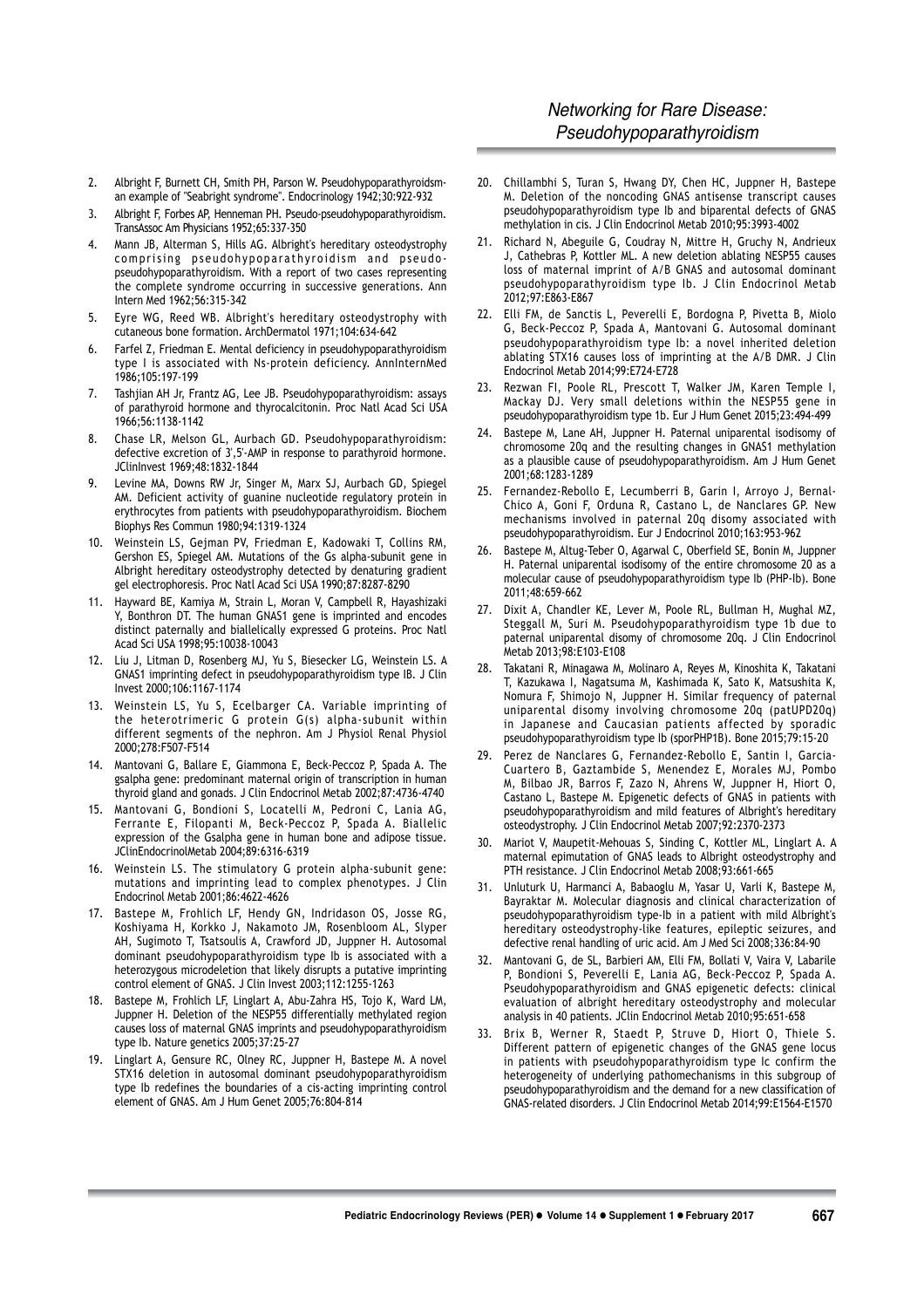2. Albright F, Burnett CH, Smith PH, Parson W. Pseudohypoparathyroidsm-an example of "Seabright syndrome". Endocrinology 1942;30:922-932
3. Albright F, Forbes AP, Henneman PH. Pseudo-pseudohypoparathyroidism. TransAssoc Am Physicians 1952;65:337-350
4. Mann JB, Alterman S, Hills AG. Albright's hereditary osteodystrophy comprising pseudohypoparathyroidism and pseudo-pseudohypoparathyroidism. With a report of two cases representing the complete syndrome occurring in successive generations. Ann Intern Med 1962;56:315-342
5. Eyre WG, Reed WB. Albright's hereditary osteodystrophy with cutaneous bone formation. ArchDermatol 1971;104:634-642
6. Farfel Z, Friedman E. Mental deficiency in pseudohypoparathyroidism type I is associated with Ns-protein deficiency. AnnInternMed 1986;105:197-199
7. Tashjian AH Jr, Frantz AG, Lee JB. Pseudohypoparathyroidism: assays of parathyroid hormone and thyrocalcitonin. Proc Natl Acad Sci USA 1966;56:1138-1142
8. Chase LR, Melson GL, Aurbach GD. Pseudohypoparathyroidism: defective excretion of 3',5'-AMP in response to parathyroid hormone. JClinInvest 1969;48:1832-1844
9. Levine MA, Downs RW Jr, Singer M, Marx SJ, Aurbach GD, Spiegel AM. Deficient activity of guanine nucleotide regulatory protein in erythrocytes from patients with pseudohypoparathyroidism. Biochem Biophys Res Commun 1980;94:1319-1324
10. Weinstein LS, Gejman PV, Friedman E, Kadowaki T, Collins RM, Gershon ES, Spiegel AM. Mutations of the Gs alpha-subunit gene in Albright hereditary osteodystrophy detected by denaturing gradient gel electrophoresis. Proc Natl Acad Sci USA 1990;87:8287-8290
11. Hayward BE, Kamiya M, Strain L, Moran V, Campbell R, Hayashizaki Y, Bonthron DT. The human GNAS1 gene is imprinted and encodes distinct paternally and biallelically expressed G proteins. Proc Natl Acad Sci USA 1998;95:10038-10043
12. Liu J, Litman D, Rosenberg MJ, Yu S, Biesecker LG, Weinstein LS. A GNAS1 imprinting defect in pseudohypoparathyroidism type IB. J Clin Invest 2000;106:1167-1174
13. Weinstein LS, Yu S, Ecelbarger CA. Variable imprinting of the heterotrimeric G protein G(s) alpha-subunit within different segments of the nephron. Am J Physiol Renal Physiol 2000;278:F507-F514
14. Mantovani G, Ballare E, Giammona E, Beck-Peccoz P, Spada A. The gsalpha gene: predominant maternal origin of transcription in human thyroid gland and gonads. J Clin Endocrinol Metab 2002;87:4736-4740
15. Mantovani G, Bondioni S, Locatelli M, Pedroni C, Lania AG, Ferrante E, Filopanti M, Beck-Peccoz P, Spada A. Biallelic expression of the Gsalpha gene in human bone and adipose tissue. JClinEndocrinolMetab 2004;89:6316-6319
16. Weinstein LS. The stimulatory G protein alpha-subunit gene: mutations and imprinting lead to complex phenotypes. J Clin Endocrinol Metab 2001;86:4622-4626
17. Bastepe M, Frohlich LF, Hendy GN, Indridason OS, Josse RG, Koshiyama H, Korkko J, Nakamoto JM, Rosenbloom AL, Slyper AH, Sugimoto T, Tsatsoulis A, Crawford JD, Juppner H. Autosomal dominant pseudohypoparathyroidism type Ib is associated with a heterozygous microdeletion that likely disrupts a putative imprinting control element of GNAS. J Clin Invest 2003;112:1255-1263
18. Bastepe M, Frohlich LF, Linglart A, Abu-Zahra HS, Tojo K, Ward LM, Juppner H. Deletion of the NESP55 differentially methylated region causes loss of maternal GNAS imprints and pseudohypoparathyroidism type Ib. Nature genetics 2005;37:25-27
19. Linglart A, Gensure RC, Olney RC, Juppner H, Bastepe M. A novel STX16 deletion in autosomal dominant pseudohypoparathyroidism type Ib redefines the boundaries of a cis-acting imprinting control element of GNAS. Am J Hum Genet 2005;76:804-814
20. Chillambhi S, Turan S, Hwang DY, Chen HC, Juppner H, Bastepe M. Deletion of the noncoding GNAS antisense transcript causes pseudohypoparathyroidism type Ib and biparental defects of GNAS methylation in cis. J Clin Endocrinol Metab 2010;95:3993-4002
21. Richard N, Abeguile G, Coudray N, Mittre H, Gruchy N, Andrieux J, Cathebras P, Kottler ML. A new deletion ablating NESP55 causes loss of maternal imprint of A/B GNAS and autosomal dominant pseudohypoparathyroidism type Ib. J Clin Endocrinol Metab 2012;97:E863-E867
22. Elli FM, de Sanctis L, Peverelli E, Bordogna P, Pivetta B, Miolo G, Beck-Peccoz P, Spada A, Mantovani G. Autosomal dominant pseudohypoparathyroidism type Ib: a novel inherited deletion ablating STX16 causes loss of imprinting at the A/B DMR. J Clin Endocrinol Metab 2014;99:E724-E728
23. Rezwan FI, Poole RL, Prescott T, Walker JM, Karen Temple I, Mackay DJ. Very small deletions within the NESP55 gene in pseudohypoparathyroidism type 1b. Eur J Hum Genet 2015;23:494-499
24. Bastepe M, Lane AH, Juppner H. Paternal uniparental isodisomy of chromosome 20q and the resulting changes in GNAS1 methylation as a plausible cause of pseudohypoparathyroidism. Am J Hum Genet 2001;68:1283-1289
25. Fernandez-Rebollo E, Lecumberri B, Garin I, Arroyo J, Bernal-Chico A, Goni F, Orduna R, Castano L, de Nanclares GP. New mechanisms involved in paternal 20q disomy associated with pseudohypoparathyroidism. Eur J Endocrinol 2010;163:953-962
26. Bastepe M, Altug-Teber O, Agarwal C, Oberfield SE, Bonin M, Juppner H. Paternal uniparental isodisomy of the entire chromosome 20 as a molecular cause of pseudohypoparathyroidism type Ib (PHP-Ib). Bone 2011;48:659-662
27. Dixit A, Chandler KE, Lever M, Poole RL, Bullman H, Mughal MZ, Steggall M, Suri M. Pseudohypoparathyroidism type 1b due to paternal uniparental disomy of chromosome 20q. J Clin Endocrinol Metab 2013;98:E103-E108
28. Takatani R, Minagawa M, Molinaro A, Reyes M, Kinoshita K, Takatani T, Kazukawa I, Nagatsuma M, Kashimada K, Sato K, Matsushita K, Nomura F, Shimojo N, Juppner H. Similar frequency of paternal uniparental disomy involving chromosome 20q (patUPD20q) in Japanese and Caucasian patients affected by sporadic pseudohypoparathyroidism type Ib (sporPHP1B). Bone 2015;79:15-20
29. Perez de Nanclares G, Fernandez-Rebollo E, Santin I, Garcia-Cuartero B, Gaztambide S, Menendez E, Morales MJ, Pombo M, Bilbao JR, Barros F, Zazo N, Ahrens W, Juppner H, Hiort O, Castano L, Bastepe M. Epigenetic defects of GNAS in patients with pseudohypoparathyroidism and mild features of Albright's hereditary osteodystrophy. J Clin Endocrinol Metab 2007;92:2370-2373
30. Mariot V, Maupetit-Mehouas S, Sinding C, Kottler ML, Linglart A. A maternal epimutation of GNAS leads to Albright osteodystrophy and PTH resistance. J Clin Endocrinol Metab 2008;93:661-665
31. Unluturk U, Harmanci A, Babaoglu M, Yasar U, Varli K, Bastepe M, Bayraktar M. Molecular diagnosis and clinical characterization of pseudohypoparathyroidism type-Ib in a patient with mild Albright's hereditary osteodystrophy-like features, epileptic seizures, and defective renal handling of uric acid. Am J Med Sci 2008;336:84-90
32. Mantovani G, de SL, Barbieri AM, Elli FM, Bollati V, Vaira V, Labarile P, Bondioni S, Peverelli E, Lania AG, Beck-Peccoz P, Spada A. Pseudohypoparathyroidism and GNAS epigenetic defects: clinical evaluation of albright hereditary osteodystrophy and molecular analysis in 40 patients. JClin Endocrinol Metab 2010;95:651-658
33. Brix B, Werner R, Staedt P, Struve D, Hiort O, Thiele S. Different pattern of epigenetic changes of the GNAS gene locus in patients with pseudohypoparathyroidism type Ic confirm the heterogeneity of underlying pathomechanisms in this subgroup of pseudohypoparathyroidism and the demand for a new classification of GNAS-related disorders. J Clin Endocrinol Metab 2014;99:E1564-E1570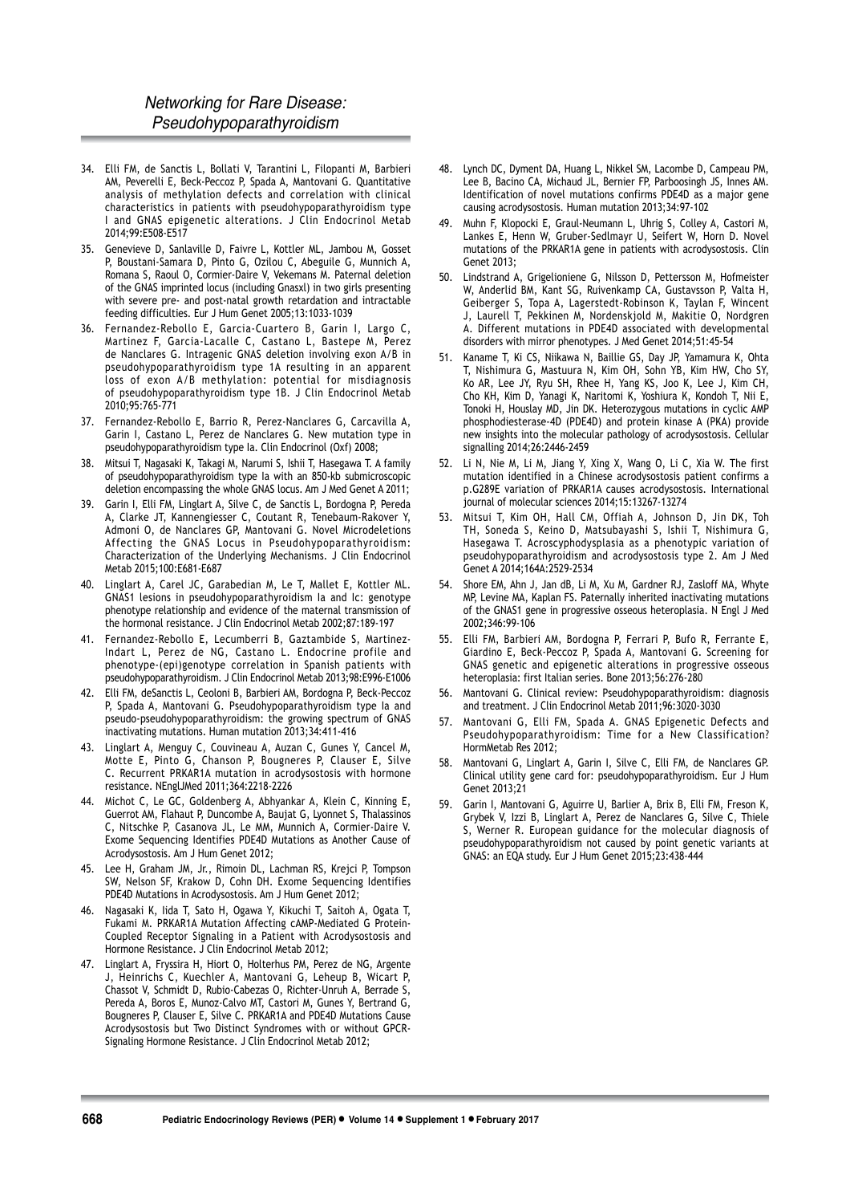34. Elli FM, de Sanctis L, Bollati V, Tarantini L, Filopanti M, Barbieri AM, Peverelli E, Beck-Peccoz P, Spada A, Mantovani G. Quantitative analysis of methylation defects and correlation with clinical characteristics in patients with pseudohypoparathyroidism type I and GNAS epigenetic alterations. J Clin Endocrinol Metab 2014;99:E508-E517
35. Genevieve D, Sanlaville D, Faivre L, Kottler ML, Jambou M, Gosset P, Boustani-Samara D, Pinto G, Ozilou C, Abeguile G, Munnich A, Romana S, Raoul O, Cormier-Daire V, Vekemans M. Paternal deletion of the GNAS imprinted locus (including Gnasxl) in two girls presenting with severe pre- and post-natal growth retardation and intractable feeding difficulties. Eur J Hum Genet 2005;13:1033-1039
36. Fernandez-Rebollo E, Garcia-Cuartero B, Garin I, Largo C, Martinez F, Garcia-Lacalle C, Castano L, Bastepe M, Perez de Nanclares G. Intragenic GNAS deletion involving exon A/B in pseudohypoparathyroidism type 1A resulting in an apparent loss of exon A/B methylation: potential for misdiagnosis of pseudohypoparathyroidism type 1B. J Clin Endocrinol Metab 2010;95:765-771
37. Fernandez-Rebollo E, Barrio R, Perez-Nanclares G, Carcavilla A, Garin I, Castano L, Perez de Nanclares G. New mutation type in pseudohypoparathyroidism type Ia. Clin Endocrinol (Oxf) 2008;
38. Mitsui T, Nagasaki K, Takagi M, Narumi S, Ishii T, Hasegawa T. A family of pseudohypoparathyroidism type Ia with an 850-kb submicroscopic deletion encompassing the whole GNAS locus. Am J Med Genet A 2011;
39. Garin I, Elli FM, Linglart A, Silve C, de Sanctis L, Bordogna P, Pereda A, Clarke JT, Kannengiesser C, Coutant R, Tenebaum-Rakover Y, Admoni O, de Nanclares GP, Mantovani G. Novel Microdeletions Affecting the GNAS Locus in Pseudohypoparathyroidism: Characterization of the Underlying Mechanisms. J Clin Endocrinol Metab 2015;100:E681-E687
40. Linglart A, Carel JC, Garabedian M, Le T, Mallet E, Kottler ML. GNAS1 lesions in pseudohypoparathyroidism Ia and Ic: genotype phenotype relationship and evidence of the maternal transmission of the hormonal resistance. J Clin Endocrinol Metab 2002;87:189-197
41. Fernandez-Rebollo E, Lecumberri B, Gaztambide S, Martinez-Indart L, Perez de NG, Castano L. Endocrine profile and phenotype-(epi)genotype correlation in Spanish patients with pseudohypoparathyroidism. J Clin Endocrinol Metab 2013;98:E996-E1006
42. Elli FM, deSanctis L, Ceoloni B, Barbieri AM, Bordogna P, Beck-Peccoz P, Spada A, Mantovani G. Pseudohypoparathyroidism type Ia and pseudo-pseudohypoparathyroidism: the growing spectrum of GNAS inactivating mutations. Human mutation 2013;34:411-416
43. Linglart A, Menguy C, Couvineau A, Auzan C, Gunes Y, Cancel M, Motte E, Pinto G, Chanson P, Bougneres P, Clauser E, Silve C. Recurrent PRKAR1A mutation in acrodysostosis with hormone resistance. NEnglJMed 2011;364:2218-2226
44. Michot C, Le GC, Goldenberg A, Abhyankar A, Klein C, Kinning E, Guerrot AM, Flahaut P, Duncombe A, Baujat G, Lyonnet S, Thalassinos C, Nitschke P, Casanova JL, Le MM, Munnich A, Cormier-Daire V. Exome Sequencing Identifies PDE4D Mutations as Another Cause of Acrodysostosis. Am J Hum Genet 2012;
45. Lee H, Graham JM, Jr., Rimoin DL, Lachman RS, Krejci P, Tompson SW, Nelson SF, Krakow D, Cohn DH. Exome Sequencing Identifies PDE4D Mutations in Acrodysostosis. Am J Hum Genet 2012;
46. Nagasaki K, Iida T, Sato H, Ogawa Y, Kikuchi T, Saitoh A, Ogata T, Fukami M. PRKAR1A Mutation Affecting cAMP-Mediated G Protein-Coupled Receptor Signaling in a Patient with Acrodysostosis and Hormone Resistance. J Clin Endocrinol Metab 2012;
47. Linglart A, Fryssira H, Hiort O, Holterhus PM, Perez de NG, Argente J, Heinrichs C, Kuechler A, Mantovani G, Leheup B, Wicart P, Chassot V, Schmidt D, Rubio-Cabezas O, Richter-Unruh A, Berrade S, Pereda A, Boros E, Munoz-Calvo MT, Castori M, Gunes Y, Bertrand G, Bougneres P, Clauser E, Silve C. PRKAR1A and PDE4D Mutations Cause Acrodysostosis but Two Distinct Syndromes with or without GPCR-Signaling Hormone Resistance. J Clin Endocrinol Metab 2012;
48. Lynch DC, Dyment DA, Huang L, Nikkel SM, Lacombe D, Campeau PM, Lee B, Bacino CA, Michaud JL, Bernier FP, Parboosingh JS, Innes AM. Identification of novel mutations confirms PDE4D as a major gene causing acrodysostosis. Human mutation 2013;34:97-102
49. Muhn F, Klopocki E, Graul-Neumann L, Uhrig S, Colley A, Castori M, Lankes E, Henn W, Gruber-Sedlmayr U, Seifert W, Horn D. Novel mutations of the PRKAR1A gene in patients with acrodysostosis. Clin Genet 2013;
50. Lindstrand A, Grigelioniene G, Nilsson D, Pettersson M, Hofmeister W, Anderlid BM, Kant SG, Ruivenkamp CA, Gustavsson P, Valta H, Geiberger S, Topa A, Lagerstedt-Robinson K, Taylan F, Wincent J, Laurell T, Pekkinen M, Nordenskjold M, Makitie O, Nordgren A. Different mutations in PDE4D associated with developmental disorders with mirror phenotypes. J Med Genet 2014;51:45-54
51. Kaname T, Ki CS, Niikawa N, Baillie GS, Day JP, Yamamura K, Ohta T, Nishimura G, Mastuura N, Kim OH, Sohn YB, Kim HW, Cho SY, Ko AR, Lee JY, Ryu SH, Rhee H, Yang KS, Joo K, Lee J, Kim CH, Cho KH, Kim D, Yanagi K, Naritomi K, Yoshiura K, Kondoh T, Nii E, Tonoki H, Houslay MD, Jin DK. Heterozygous mutations in cyclic AMP phosphodiesterase-4D (PDE4D) and protein kinase A (PKA) provide new insights into the molecular pathology of acrodysostosis. Cellular signalling 2014;26:2446-2459
52. Li N, Nie M, Li M, Jiang Y, Xing X, Wang O, Li C, Xia W. The first mutation identified in a Chinese acrodysostosis patient confirms a p.G289E variation of PRKAR1A causes acrodysostosis. International journal of molecular sciences 2014;15:13267-13274
53. Mitsui T, Kim OH, Hall CM, Offiah A, Johnson D, Jin DK, Toh TH, Soneda S, Keino D, Matsubayashi S, Ishii T, Nishimura G, Hasegawa T. Acroscyphodysplasia as a phenotypic variation of pseudohypoparathyroidism and acrodysostosis type 2. Am J Med Genet A 2014;164A:2529-2534
54. Shore EM, Ahn J, Jan dB, Li M, Xu M, Gardner RJ, Zasloff MA, Whyte MP, Levine MA, Kaplan FS. Paternally inherited inactivating mutations of the GNAS1 gene in progressive osseous heteroplasia. N Engl J Med 2002;346:99-106
55. Elli FM, Barbieri AM, Bordogna P, Ferrari P, Bufo R, Ferrante E, Giardino E, Beck-Peccoz P, Spada A, Mantovani G. Screening for GNAS genetic and epigenetic alterations in progressive osseous heteroplasia: first Italian series. Bone 2013;56:276-280
56. Mantovani G. Clinical review: Pseudohypoparathyroidism: diagnosis and treatment. J Clin Endocrinol Metab 2011;96:3020-3030
57. Mantovani G, Elli FM, Spada A. GNAS Epigenetic Defects and Pseudohypoparathyroidism: Time for a New Classification? HormMetab Res 2012;
58. Mantovani G, Linglart A, Garin I, Silve C, Elli FM, de Nanclares GP. Clinical utility gene card for: pseudohypoparathyroidism. Eur J Hum Genet 2013;21
59. Garin I, Mantovani G, Aguirre U, Barlier A, Brix B, Elli FM, Freson K, Grybek V, Izzi B, Linglart A, Perez de Nanclares G, Silve C, Thiele S, Werner R. European guidance for the molecular diagnosis of pseudohypoparathyroidism not caused by point genetic variants at GNAS: an EQA study. Eur J Hum Genet 2015;23:438-444